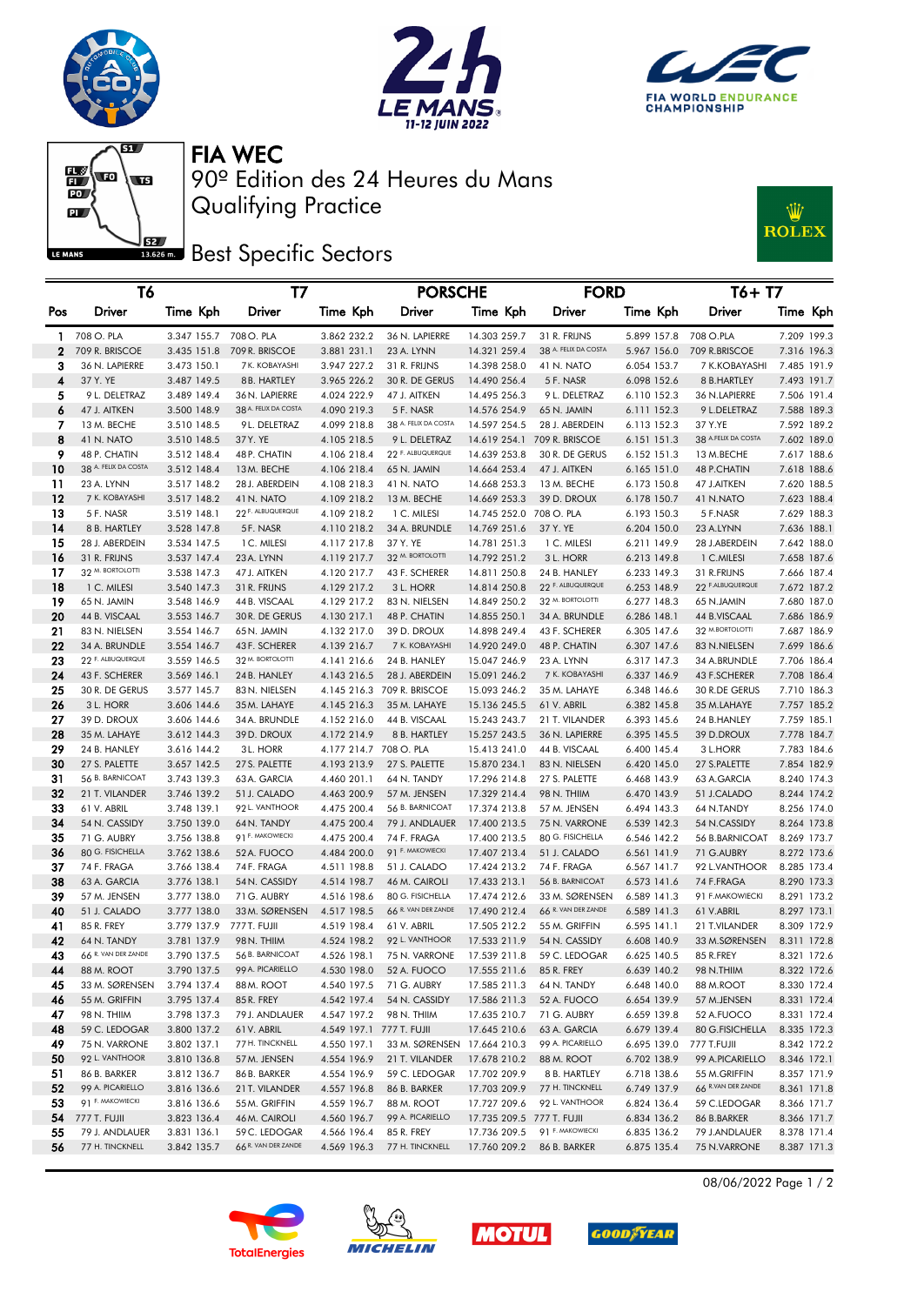# FIA WEC

## 90º Edition des 24 Heures du Mans

## Qualifying Practice

## Best Specific Sectors

| Pos | T6 Driver | T6 Time | T6 Kph | T7 Driver | T7 Time | T7 Kph | PORSCHE Driver | PORSCHE Time | PORSCHE Kph | FORD Driver | FORD Time | FORD Kph | T6+ T7 Driver | T6+ T7 Time | T6+ T7 Kph |
|---|---|---|---|---|---|---|---|---|---|---|---|---|---|---|---|
| 1 | 708 O. PLA | 3.347 | 155.7 | 708 O. PLA | 3.862 | 232.2 | 36 N. LAPIERRE | 14.303 | 259.7 | 31 R. FRIJNS | 5.899 | 157.8 | 708 O.PLA | 7.209 | 199.3 |
| 2 | 709 R. BRISCOE | 3.435 | 151.8 | 709 R. BRISCOE | 3.881 | 231.1 | 23 A. LYNN | 14.321 | 259.4 | 38 A. FELIX DA COSTA | 5.967 | 156.0 | 709 R.BRISCOE | 7.316 | 196.3 |
| 3 | 36 N. LAPIERRE | 3.473 | 150.1 | 7 K. KOBAYASHI | 3.947 | 227.2 | 31 R. FRIJNS | 14.398 | 258.0 | 41 N. NATO | 6.054 | 153.7 | 7 K.KOBAYASHI | 7.485 | 191.9 |
| 4 | 37 Y. YE | 3.487 | 149.5 | 8 B. HARTLEY | 3.965 | 226.2 | 30 R. DE GERUS | 14.490 | 256.4 | 5 F. NASR | 6.098 | 152.6 | 8 B.HARTLEY | 7.493 | 191.7 |
| 5 | 9 L. DELETRAZ | 3.489 | 149.4 | 36 N. LAPIERRE | 4.024 | 222.9 | 47 J. AITKEN | 14.495 | 256.3 | 9 L. DELETRAZ | 6.110 | 152.3 | 36 N.LAPIERRE | 7.506 | 191.4 |
| 6 | 47 J. AITKEN | 3.500 | 148.9 | 38 A. FELIX DA COSTA | 4.090 | 219.3 | 5 F. NASR | 14.576 | 254.9 | 65 N. JAMIN | 6.111 | 152.3 | 9 L.DELETRAZ | 7.588 | 189.3 |
| 7 | 13 M. BECHE | 3.510 | 148.5 | 9 L. DELETRAZ | 4.099 | 218.8 | 38 A. FELIX DA COSTA | 14.597 | 254.5 | 28 J. ABERDEIN | 6.113 | 152.3 | 37 Y.YE | 7.592 | 189.2 |
| 8 | 41 N. NATO | 3.510 | 148.5 | 37 Y. YE | 4.105 | 218.5 | 9 L. DELETRAZ | 14.619 | 254.1 | 709 R. BRISCOE | 6.151 | 151.3 | 38 A.FELIX DA COSTA | 7.602 | 189.0 |
| 9 | 48 P. CHATIN | 3.512 | 148.4 | 48 P. CHATIN | 4.106 | 218.4 | 22 F. ALBUQUERQUE | 14.639 | 253.8 | 30 R. DE GERUS | 6.152 | 151.3 | 13 M.BECHE | 7.617 | 188.6 |
| 10 | 38 A. FELIX DA COSTA | 3.512 | 148.4 | 13 M. BECHE | 4.106 | 218.4 | 65 N. JAMIN | 14.664 | 253.4 | 47 J. AITKEN | 6.165 | 151.0 | 48 P.CHATIN | 7.618 | 188.6 |
| 11 | 23 A. LYNN | 3.517 | 148.2 | 28 J. ABERDEIN | 4.108 | 218.3 | 41 N. NATO | 14.668 | 253.3 | 13 M. BECHE | 6.173 | 150.8 | 47 J.AITKEN | 7.620 | 188.5 |
| 12 | 7 K. KOBAYASHI | 3.517 | 148.2 | 41 N. NATO | 4.109 | 218.2 | 13 M. BECHE | 14.669 | 253.3 | 39 D. DROUX | 6.178 | 150.7 | 41 N.NATO | 7.623 | 188.4 |
| 13 | 5 F. NASR | 3.519 | 148.1 | 22 F. ALBUQUERQUE | 4.109 | 218.2 | 1 C. MILESI | 14.745 | 252.0 | 708 O. PLA | 6.193 | 150.3 | 5 F.NASR | 7.629 | 188.3 |
| 14 | 8 B. HARTLEY | 3.528 | 147.8 | 5 F. NASR | 4.110 | 218.2 | 34 A. BRUNDLE | 14.769 | 251.6 | 37 Y. YE | 6.204 | 150.0 | 23 A.LYNN | 7.636 | 188.1 |
| 15 | 28 J. ABERDEIN | 3.534 | 147.5 | 1 C. MILESI | 4.117 | 217.8 | 37 Y. YE | 14.781 | 251.3 | 1 C. MILESI | 6.211 | 149.9 | 28 J.ABERDEIN | 7.642 | 188.0 |
| 16 | 31 R. FRIJNS | 3.537 | 147.4 | 23 A. LYNN | 4.119 | 217.7 | 32 M. BORTOLOTTI | 14.792 | 251.2 | 3 L. HORR | 6.213 | 149.8 | 1 C.MILESI | 7.658 | 187.6 |
| 17 | 32 M. BORTOLOTTI | 3.538 | 147.3 | 47 J. AITKEN | 4.120 | 217.7 | 43 F. SCHERER | 14.811 | 250.8 | 24 B. HANLEY | 6.233 | 149.3 | 31 R.FRIJNS | 7.666 | 187.4 |
| 18 | 1 C. MILESI | 3.540 | 147.3 | 31 R. FRIJNS | 4.129 | 217.2 | 3 L. HORR | 14.814 | 250.8 | 22 F. ALBUQUERQUE | 6.253 | 148.9 | 22 F.ALBUQUERQUE | 7.672 | 187.2 |
| 19 | 65 N. JAMIN | 3.548 | 146.9 | 44 B. VISCAAL | 4.129 | 217.2 | 83 N. NIELSEN | 14.849 | 250.2 | 32 M. BORTOLOTTI | 6.277 | 148.3 | 65 N.JAMIN | 7.680 | 187.0 |
| 20 | 44 B. VISCAAL | 3.553 | 146.7 | 30 R. DE GERUS | 4.130 | 217.1 | 48 P. CHATIN | 14.855 | 250.1 | 34 A. BRUNDLE | 6.286 | 148.1 | 44 B.VISCAAL | 7.686 | 186.9 |
| 21 | 83 N. NIELSEN | 3.554 | 146.7 | 65 N. JAMIN | 4.132 | 217.0 | 39 D. DROUX | 14.898 | 249.4 | 43 F. SCHERER | 6.305 | 147.6 | 32 M.BORTOLOTTI | 7.687 | 186.9 |
| 22 | 34 A. BRUNDLE | 3.554 | 146.7 | 43 F. SCHERER | 4.139 | 216.7 | 7 K. KOBAYASHI | 14.920 | 249.0 | 48 P. CHATIN | 6.307 | 147.6 | 83 N.NIELSEN | 7.699 | 186.6 |
| 23 | 22 F. ALBUQUERQUE | 3.559 | 146.5 | 32 M. BORTOLOTTI | 4.141 | 216.6 | 24 B. HANLEY | 15.047 | 246.9 | 23 A. LYNN | 6.317 | 147.3 | 34 A.BRUNDLE | 7.706 | 186.4 |
| 24 | 43 F. SCHERER | 3.569 | 146.1 | 24 B. HANLEY | 4.143 | 216.5 | 28 J. ABERDEIN | 15.091 | 246.2 | 7 K. KOBAYASHI | 6.337 | 146.9 | 43 F.SCHERER | 7.708 | 186.4 |
| 25 | 30 R. DE GERUS | 3.577 | 145.7 | 83 N. NIELSEN | 4.145 | 216.3 | 709 R. BRISCOE | 15.093 | 246.2 | 35 M. LAHAYE | 6.348 | 146.6 | 30 R.DE GERUS | 7.710 | 186.3 |
| 26 | 3 L. HORR | 3.606 | 144.6 | 35 M. LAHAYE | 4.145 | 216.3 | 35 M. LAHAYE | 15.136 | 245.5 | 61 V. ABRIL | 6.382 | 145.8 | 35 M.LAHAYE | 7.757 | 185.2 |
| 27 | 39 D. DROUX | 3.606 | 144.6 | 34 A. BRUNDLE | 4.152 | 216.0 | 44 B. VISCAAL | 15.243 | 243.7 | 21 T. VILANDER | 6.393 | 145.6 | 24 B.HANLEY | 7.759 | 185.1 |
| 28 | 35 M. LAHAYE | 3.612 | 144.3 | 39 D. DROUX | 4.172 | 214.9 | 8 B. HARTLEY | 15.257 | 243.5 | 36 N. LAPIERRE | 6.395 | 145.5 | 39 D.DROUX | 7.778 | 184.7 |
| 29 | 24 B. HANLEY | 3.616 | 144.2 | 3 L. HORR | 4.177 | 214.7 | 708 O. PLA | 15.413 | 241.0 | 44 B. VISCAAL | 6.400 | 145.4 | 3 L.HORR | 7.783 | 184.6 |
| 30 | 27 S. PALETTE | 3.657 | 142.5 | 27 S. PALETTE | 4.193 | 213.9 | 27 S. PALETTE | 15.870 | 234.1 | 83 N. NIELSEN | 6.420 | 145.0 | 27 S.PALETTE | 7.854 | 182.9 |
| 31 | 56 B. BARNICOAT | 3.743 | 139.3 | 63 A. GARCIA | 4.460 | 201.1 | 64 N. TANDY | 17.296 | 214.8 | 27 S. PALETTE | 6.468 | 143.9 | 63 A.GARCIA | 8.240 | 174.3 |
| 32 | 21 T. VILANDER | 3.746 | 139.2 | 51 J. CALADO | 4.463 | 200.9 | 57 M. JENSEN | 17.329 | 214.4 | 98 N. THIIM | 6.470 | 143.9 | 51 J.CALADO | 8.244 | 174.2 |
| 33 | 61 V. ABRIL | 3.748 | 139.1 | 92 L. VANTHOOR | 4.475 | 200.4 | 56 B. BARNICOAT | 17.374 | 213.8 | 57 M. JENSEN | 6.494 | 143.3 | 64 N.TANDY | 8.256 | 174.0 |
| 34 | 54 N. CASSIDY | 3.750 | 139.0 | 64 N. TANDY | 4.475 | 200.4 | 79 J. ANDLAUER | 17.400 | 213.5 | 75 N. VARRONE | 6.539 | 142.3 | 54 N.CASSIDY | 8.264 | 173.8 |
| 35 | 71 G. AUBRY | 3.756 | 138.8 | 91 F. MAKOWIECKI | 4.475 | 200.4 | 74 F. FRAGA | 17.400 | 213.5 | 80 G. FISICHELLA | 6.546 | 142.2 | 56 B.BARNICOAT | 8.269 | 173.7 |
| 36 | 80 G. FISICHELLA | 3.762 | 138.6 | 52 A. FUOCO | 4.484 | 200.0 | 91 F. MAKOWIECKI | 17.407 | 213.4 | 51 J. CALADO | 6.561 | 141.9 | 71 G.AUBRY | 8.272 | 173.6 |
| 37 | 74 F. FRAGA | 3.766 | 138.4 | 74 F. FRAGA | 4.511 | 198.8 | 51 J. CALADO | 17.424 | 213.2 | 74 F. FRAGA | 6.567 | 141.7 | 92 L.VANTHOOR | 8.285 | 173.4 |
| 38 | 63 A. GARCIA | 3.776 | 138.1 | 54 N. CASSIDY | 4.514 | 198.7 | 46 M. CAIROLI | 17.433 | 213.1 | 56 B. BARNICOAT | 6.573 | 141.6 | 74 F.FRAGA | 8.290 | 173.3 |
| 39 | 57 M. JENSEN | 3.777 | 138.0 | 71 G. AUBRY | 4.516 | 198.6 | 80 G. FISICHELLA | 17.474 | 212.6 | 33 M. SØRENSEN | 6.589 | 141.3 | 91 F.MAKOWIECKI | 8.291 | 173.2 |
| 40 | 51 J. CALADO | 3.777 | 138.0 | 33 M. SØRENSEN | 4.517 | 198.5 | 66 R. VAN DER ZANDE | 17.490 | 212.4 | 66 R. VAN DER ZANDE | 6.589 | 141.3 | 61 V.ABRIL | 8.297 | 173.1 |
| 41 | 85 R. FREY | 3.779 | 137.9 | 777 T. FUJII | 4.519 | 198.4 | 61 V. ABRIL | 17.505 | 212.2 | 55 M. GRIFFIN | 6.595 | 141.1 | 21 T.VILANDER | 8.309 | 172.9 |
| 42 | 64 N. TANDY | 3.781 | 137.9 | 98 N. THIIM | 4.524 | 198.2 | 92 L. VANTHOOR | 17.533 | 211.9 | 54 N. CASSIDY | 6.608 | 140.9 | 33 M.SØRENSEN | 8.311 | 172.8 |
| 43 | 66 R. VAN DER ZANDE | 3.790 | 137.5 | 56 B. BARNICOAT | 4.526 | 198.1 | 75 N. VARRONE | 17.539 | 211.8 | 59 C. LEDOGAR | 6.625 | 140.5 | 85 R.FREY | 8.321 | 172.6 |
| 44 | 88 M. ROOT | 3.790 | 137.5 | 99 A. PICARIELLO | 4.530 | 198.0 | 52 A. FUOCO | 17.555 | 211.6 | 85 R. FREY | 6.639 | 140.2 | 98 N.THIIM | 8.322 | 172.6 |
| 45 | 33 M. SØRENSEN | 3.794 | 137.4 | 88 M. ROOT | 4.540 | 197.5 | 71 G. AUBRY | 17.585 | 211.3 | 64 N. TANDY | 6.648 | 140.0 | 88 M.ROOT | 8.330 | 172.4 |
| 46 | 55 M. GRIFFIN | 3.795 | 137.4 | 85 R. FREY | 4.542 | 197.4 | 54 N. CASSIDY | 17.586 | 211.3 | 52 A. FUOCO | 6.654 | 139.9 | 57 M.JENSEN | 8.331 | 172.4 |
| 47 | 98 N. THIIM | 3.798 | 137.3 | 79 J. ANDLAUER | 4.547 | 197.2 | 98 N. THIIM | 17.635 | 210.7 | 71 G. AUBRY | 6.659 | 139.8 | 52 A.FUOCO | 8.331 | 172.4 |
| 48 | 59 C. LEDOGAR | 3.800 | 137.2 | 61 V. ABRIL | 4.549 | 197.1 | 777 T. FUJII | 17.645 | 210.6 | 63 A. GARCIA | 6.679 | 139.4 | 80 G.FISICHELLA | 8.335 | 172.3 |
| 49 | 75 N. VARRONE | 3.802 | 137.1 | 77 H. TINCKNELL | 4.550 | 197.1 | 33 M. SØRENSEN | 17.664 | 210.3 | 99 A. PICARIELLO | 6.695 | 139.0 | 777 T.FUJII | 8.342 | 172.2 |
| 50 | 92 L. VANTHOOR | 3.810 | 136.8 | 57 M. JENSEN | 4.554 | 196.9 | 21 T. VILANDER | 17.678 | 210.2 | 88 M. ROOT | 6.702 | 138.9 | 99 A.PICARIELLO | 8.346 | 172.1 |
| 51 | 86 B. BARKER | 3.812 | 136.7 | 86 B. BARKER | 4.554 | 196.9 | 59 C. LEDOGAR | 17.702 | 209.9 | 8 B. HARTLEY | 6.718 | 138.6 | 55 M.GRIFFIN | 8.357 | 171.9 |
| 52 | 99 A. PICARIELLO | 3.816 | 136.6 | 21 T. VILANDER | 4.557 | 196.8 | 86 B. BARKER | 17.703 | 209.9 | 77 H. TINCKNELL | 6.749 | 137.9 | 66 R.VAN DER ZANDE | 8.361 | 171.8 |
| 53 | 91 F. MAKOWIECKI | 3.816 | 136.6 | 55 M. GRIFFIN | 4.559 | 196.7 | 88 M. ROOT | 17.727 | 209.6 | 92 L. VANTHOOR | 6.824 | 136.4 | 59 C.LEDOGAR | 8.366 | 171.7 |
| 54 | 777 T. FUJII | 3.823 | 136.4 | 46 M. CAIROLI | 4.560 | 196.7 | 99 A. PICARIELLO | 17.735 | 209.5 | 777 T. FUJII | 6.834 | 136.2 | 86 B.BARKER | 8.366 | 171.7 |
| 55 | 79 J. ANDLAUER | 3.831 | 136.1 | 59 C. LEDOGAR | 4.566 | 196.4 | 85 R. FREY | 17.736 | 209.5 | 91 F. MAKOWIECKI | 6.835 | 136.2 | 79 J.ANDLAUER | 8.378 | 171.4 |
| 56 | 77 H. TINCKNELL | 3.842 | 135.7 | 66 R. VAN DER ZANDE | 4.569 | 196.3 | 77 H. TINCKNELL | 17.760 | 209.2 | 86 B. BARKER | 6.875 | 135.4 | 75 N.VARRONE | 8.387 | 171.3 |

08/06/2022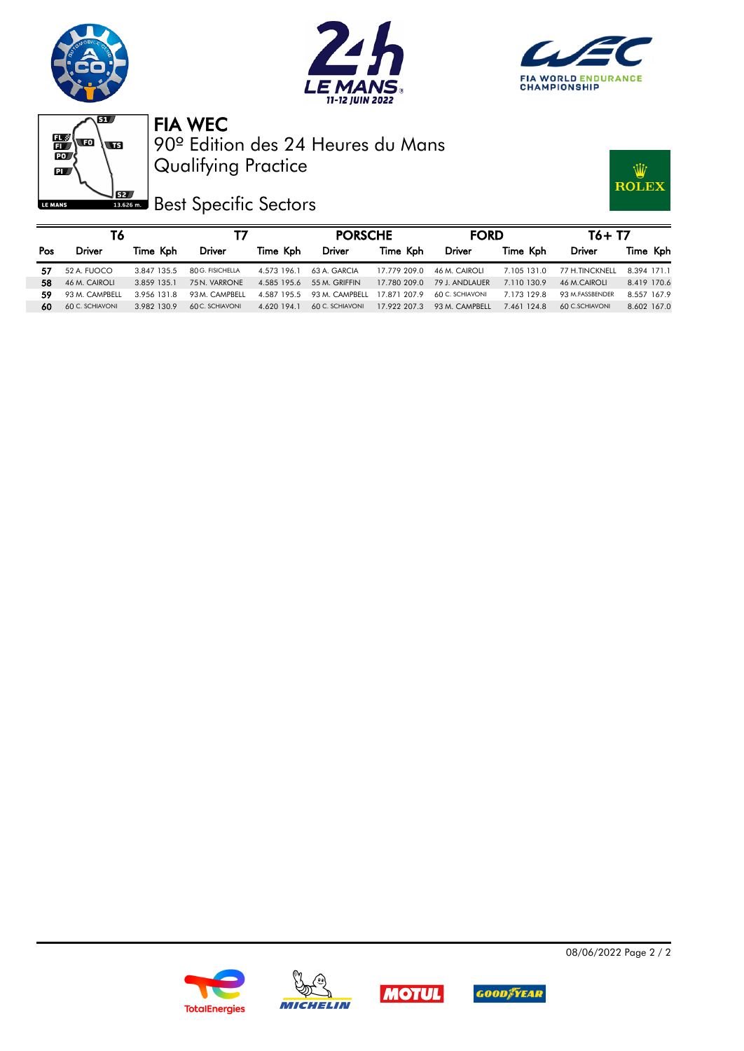# FIA WEC

90º Edition des 24 Heures du Mans

Qualifying Practice

## Best Specific Sectors

| | T6 | | | T7 | | | PORSCHE | | | FORD | | | T6+ T7 | | |
|---|---|---|---|---|---|---|---|---|---|---|---|---|---|---|---|
| Pos | Driver | Time | Kph | Driver | Time | Kph | Driver | Time | Kph | Driver | Time | Kph | Driver | Time | Kph |
| 57 | 52 A. FUOCO | 3.847 | 135.5 | 80 G. FISICHELLA | 4.573 | 196.1 | 63 A. GARCIA | 17.779 | 209.0 | 46 M. CAIROLI | 7.105 | 131.0 | 77 H.TINCKNELL | 8.394 | 171.1 |
| 58 | 46 M. CAIROLI | 3.859 | 135.1 | 75 N. VARRONE | 4.585 | 195.6 | 55 M. GRIFFIN | 17.780 | 209.0 | 79 J. ANDLAUER | 7.110 | 130.9 | 46 M.CAIROLI | 8.419 | 170.6 |
| 59 | 93 M. CAMPBELL | 3.956 | 131.8 | 93 M. CAMPBELL | 4.587 | 195.5 | 93 M. CAMPBELL | 17.871 | 207.9 | 60 C. SCHIAVONI | 7.173 | 129.8 | 93 M.FASSBENDER | 8.557 | 167.9 |
| 60 | 60 C. SCHIAVONI | 3.982 | 130.9 | 60 C. SCHIAVONI | 4.620 | 194.1 | 60 C. SCHIAVONI | 17.922 | 207.3 | 93 M. CAMPBELL | 7.461 | 124.8 | 60 C.SCHIAVONI | 8.602 | 167.0 |

08/06/2022